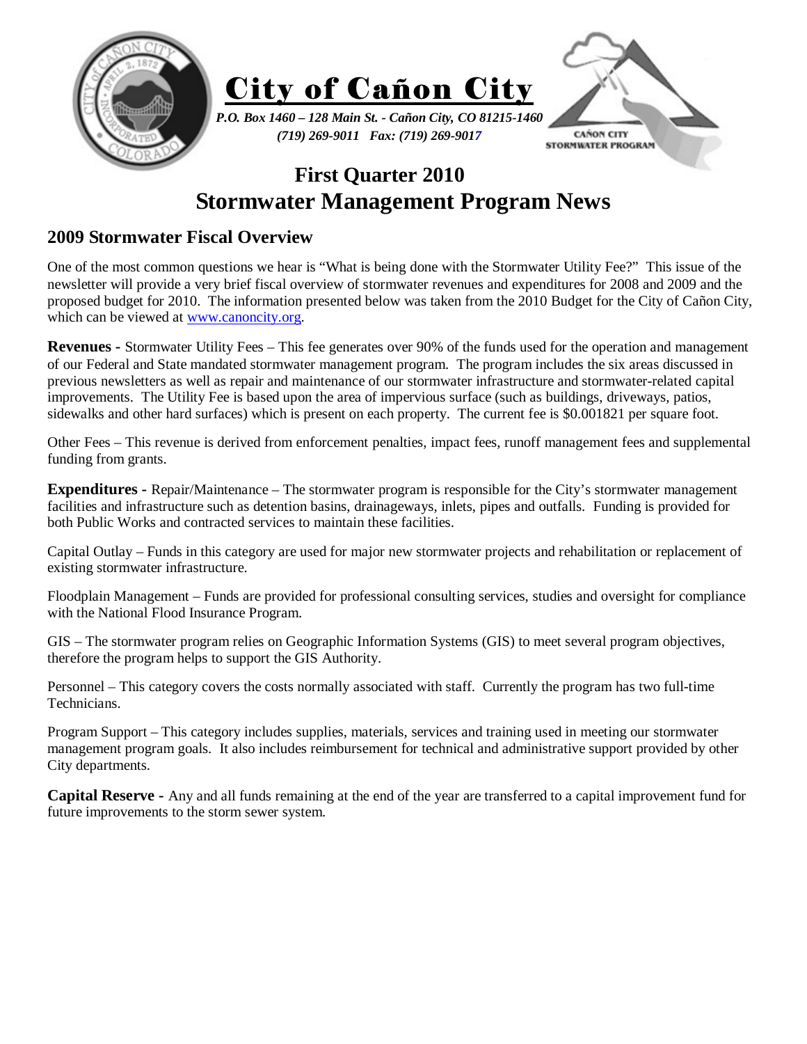# City of Cañon City

*P.O. Box 1460 – 128 Main St. - Cañon City, CO 81215-1460*
*(719) 269-9011 Fax: (719) 269-9017*

CAÑON CITY STORMWATER PROGRAM

## First Quarter 2010
## Stormwater Management Program News

### 2009 Stormwater Fiscal Overview

One of the most common questions we hear is "What is being done with the Stormwater Utility Fee?" This issue of the newsletter will provide a very brief fiscal overview of stormwater revenues and expenditures for 2008 and 2009 and the proposed budget for 2010. The information presented below was taken from the 2010 Budget for the City of Cañon City, which can be viewed at www.canoncity.org.

**Revenues -** Stormwater Utility Fees – This fee generates over 90% of the funds used for the operation and management of our Federal and State mandated stormwater management program. The program includes the six areas discussed in previous newsletters as well as repair and maintenance of our stormwater infrastructure and stormwater-related capital improvements. The Utility Fee is based upon the area of impervious surface (such as buildings, driveways, patios, sidewalks and other hard surfaces) which is present on each property. The current fee is $0.001821 per square foot.

Other Fees – This revenue is derived from enforcement penalties, impact fees, runoff management fees and supplemental funding from grants.

**Expenditures -** Repair/Maintenance – The stormwater program is responsible for the City's stormwater management facilities and infrastructure such as detention basins, drainageways, inlets, pipes and outfalls. Funding is provided for both Public Works and contracted services to maintain these facilities.

Capital Outlay – Funds in this category are used for major new stormwater projects and rehabilitation or replacement of existing stormwater infrastructure.

Floodplain Management – Funds are provided for professional consulting services, studies and oversight for compliance with the National Flood Insurance Program.

GIS – The stormwater program relies on Geographic Information Systems (GIS) to meet several program objectives, therefore the program helps to support the GIS Authority.

Personnel – This category covers the costs normally associated with staff. Currently the program has two full-time Technicians.

Program Support – This category includes supplies, materials, services and training used in meeting our stormwater management program goals. It also includes reimbursement for technical and administrative support provided by other City departments.

**Capital Reserve -** Any and all funds remaining at the end of the year are transferred to a capital improvement fund for future improvements to the storm sewer system.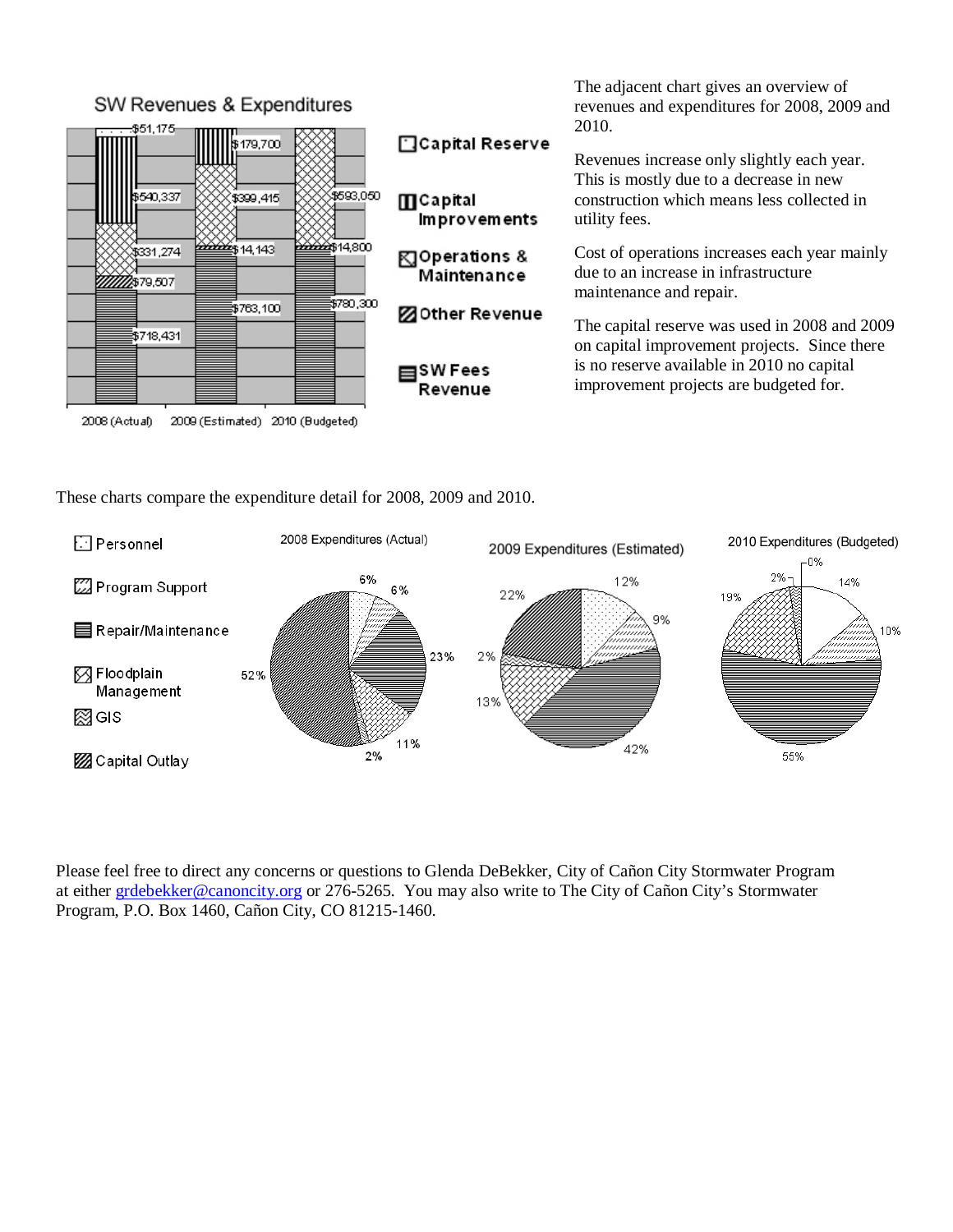SW Revenues & Expenditures

$51,175
$179,700
$540,337
$399,415
$593,050
$331,274
$14,143
$14,800
$79,507
$763,100
$780,300
$718,431

2008 (Actual)
2009 (Estimated)
2010 (Budgeted)

Capital Reserve
Capital Improvements
Operations & Maintenance
Other Revenue
SW Fees Revenue

The adjacent chart gives an overview of revenues and expenditures for 2008, 2009 and 2010.

Revenues increase only slightly each year. This is mostly due to a decrease in new construction which means less collected in utility fees.

Cost of operations increases each year mainly due to an increase in infrastructure maintenance and repair.

The capital reserve was used in 2008 and 2009 on capital improvement projects. Since there is no reserve available in 2010 no capital improvement projects are budgeted for.

These charts compare the expenditure detail for 2008, 2009 and 2010.

Personnel
Program Support
Repair/Maintenance
Floodplain Management
GIS
Capital Outlay

2008 Expenditures (Actual)
6%
6%
23%
11%
2%
52%

2009 Expenditures (Estimated)
12%
9%
42%
13%
2%
22%

2010 Expenditures (Budgeted)
0%
14%
10%
55%
19%
2%

Please feel free to direct any concerns or questions to Glenda DeBekker, City of Cañon City Stormwater Program at either grdebekker@canoncity.org or 276-5265. You may also write to The City of Cañon City's Stormwater Program, P.O. Box 1460, Cañon City, CO 81215-1460.